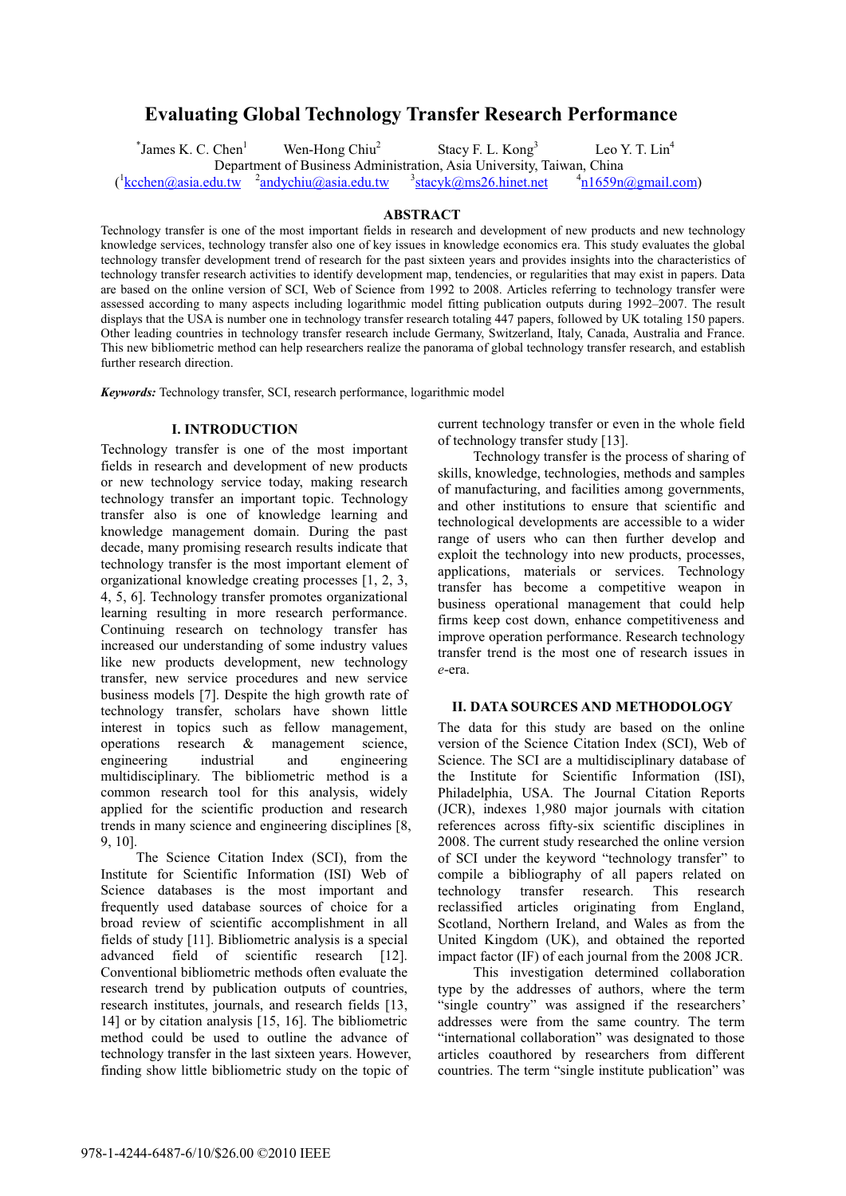# Evaluating Global Technology Transfer Research Performance

*James K. C. Chen[1] Wen-Hong Chiu[2] Stacy F. L. Kong[3] Leo Y. T. Lin[4]

Department of Business Administration, Asia University, Taiwan, China

([1]kcchen@asia.edu.tw [2]andychiu@asia.edu.tw [3]stacyk@ms26.hinet.net [4]n1659n@gmail.com)

## ABSTRACT

Technology transfer is one of the most important fields in research and development of new products and new technology knowledge services, technology transfer also one of key issues in knowledge economics era. This study evaluates the global technology transfer development trend of research for the past sixteen years and provides insights into the characteristics of technology transfer research activities to identify development map, tendencies, or regularities that may exist in papers. Data are based on the online version of SCI, Web of Science from 1992 to 2008. Articles referring to technology transfer were assessed according to many aspects including logarithmic model fitting publication outputs during 1992–2007. The result displays that the USA is number one in technology transfer research totaling 447 papers, followed by UK totaling 150 papers. Other leading countries in technology transfer research include Germany, Switzerland, Italy, Canada, Australia and France. This new bibliometric method can help researchers realize the panorama of global technology transfer research, and establish further research direction.

***Keywords:*** Technology transfer, SCI, research performance, logarithmic model

## I. INTRODUCTION

Technology transfer is one of the most important fields in research and development of new products or new technology service today, making research technology transfer an important topic. Technology transfer also is one of knowledge learning and knowledge management domain. During the past decade, many promising research results indicate that technology transfer is the most important element of organizational knowledge creating processes [1, 2, 3, 4, 5, 6]. Technology transfer promotes organizational learning resulting in more research performance. Continuing research on technology transfer has increased our understanding of some industry values like new products development, new technology transfer, new service procedures and new service business models [7]. Despite the high growth rate of technology transfer, scholars have shown little interest in topics such as fellow management, operations research & management science, engineering industrial and engineering multidisciplinary. The bibliometric method is a common research tool for this analysis, widely applied for the scientific production and research trends in many science and engineering disciplines [8, 9, 10].

The Science Citation Index (SCI), from the Institute for Scientific Information (ISI) Web of Science databases is the most important and frequently used database sources of choice for a broad review of scientific accomplishment in all fields of study [11]. Bibliometric analysis is a special advanced field of scientific research [12]. Conventional bibliometric methods often evaluate the research trend by publication outputs of countries, research institutes, journals, and research fields [13, 14] or by citation analysis [15, 16]. The bibliometric method could be used to outline the advance of technology transfer in the last sixteen years. However, finding show little bibliometric study on the topic of current technology transfer or even in the whole field of technology transfer study [13].

Technology transfer is the process of sharing of skills, knowledge, technologies, methods and samples of manufacturing, and facilities among governments, and other institutions to ensure that scientific and technological developments are accessible to a wider range of users who can then further develop and exploit the technology into new products, processes, applications, materials or services. Technology transfer has become a competitive weapon in business operational management that could help firms keep cost down, enhance competitiveness and improve operation performance. Research technology transfer trend is the most one of research issues in *e*-era.

## II. DATA SOURCES AND METHODOLOGY

The data for this study are based on the online version of the Science Citation Index (SCI), Web of Science. The SCI are a multidisciplinary database of the Institute for Scientific Information (ISI), Philadelphia, USA. The Journal Citation Reports (JCR), indexes 1,980 major journals with citation references across fifty-six scientific disciplines in 2008. The current study researched the online version of SCI under the keyword "technology transfer" to compile a bibliography of all papers related on technology transfer research. This research reclassified articles originating from England, Scotland, Northern Ireland, and Wales as from the United Kingdom (UK), and obtained the reported impact factor (IF) of each journal from the 2008 JCR.

This investigation determined collaboration type by the addresses of authors, where the term "single country" was assigned if the researchers' addresses were from the same country. The term "international collaboration" was designated to those articles coauthored by researchers from different countries. The term "single institute publication" was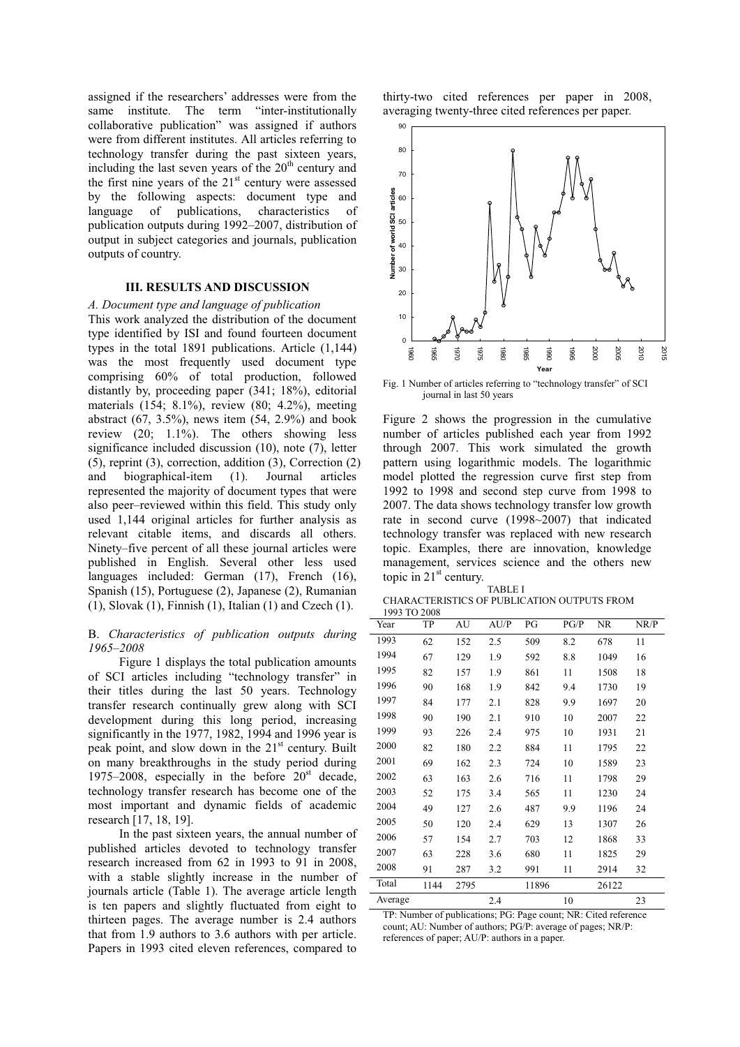assigned if the researchers' addresses were from the same institute. The term "inter-institutionally collaborative publication" was assigned if authors were from different institutes. All articles referring to technology transfer during the past sixteen years, including the last seven years of the $20^{th}$ century and the first nine years of the $21^{st}$ century were assessed by the following aspects: document type and language of publications, characteristics of publication outputs during 1992–2007, distribution of output in subject categories and journals, publication outputs of country.

## III. RESULTS AND DISCUSSION

### *A. Document type and language of publication*

This work analyzed the distribution of the document type identified by ISI and found fourteen document types in the total 1891 publications. Article (1,144) was the most frequently used document type comprising 60% of total production, followed distantly by, proceeding paper (341; 18%), editorial materials (154; 8.1%), review (80; 4.2%), meeting abstract (67, 3.5%), news item (54, 2.9%) and book review (20; 1.1%). The others showing less significance included discussion (10), note (7), letter (5), reprint (3), correction, addition (3), Correction (2) and biographical-item (1). Journal articles represented the majority of document types that were also peer–reviewed within this field. This study only used 1,144 original articles for further analysis as relevant citable items, and discards all others. Ninety–five percent of all these journal articles were published in English. Several other less used languages included: German (17), French (16), Spanish (15), Portuguese (2), Japanese (2), Rumanian (1), Slovak (1), Finnish (1), Italian (1) and Czech (1).

### B. *Characteristics of publication outputs during 1965–2008*

Figure 1 displays the total publication amounts of SCI articles including "technology transfer" in their titles during the last 50 years. Technology transfer research continually grew along with SCI development during this long period, increasing significantly in the 1977, 1982, 1994 and 1996 year is peak point, and slow down in the $21^{st}$ century. Built on many breakthroughs in the study period during 1975–2008, especially in the before $20^{st}$ decade, technology transfer research has become one of the most important and dynamic fields of academic research [17, 18, 19].

In the past sixteen years, the annual number of published articles devoted to technology transfer research increased from 62 in 1993 to 91 in 2008, with a stable slightly increase in the number of journals article (Table 1). The average article length is ten papers and slightly fluctuated from eight to thirteen pages. The average number is 2.4 authors that from 1.9 authors to 3.6 authors with per article. Papers in 1993 cited eleven references, compared to thirty-two cited references per paper in 2008, averaging twenty-three cited references per paper.

Fig. 1 Number of articles referring to "technology transfer" of SCI journal in last 50 years

Figure 2 shows the progression in the cumulative number of articles published each year from 1992 through 2007. This work simulated the growth pattern using logarithmic models. The logarithmic model plotted the regression curve first step from 1992 to 1998 and second step curve from 1998 to 2007. The data shows technology transfer low growth rate in second curve (1998~2007) that indicated technology transfer was replaced with new research topic. Examples, there are innovation, knowledge management, services science and the others new topic in $21^{st}$ century.

TABLE I
CHARACTERISTICS OF PUBLICATION OUTPUTS FROM 1993 TO 2008

| Year | TP | AU | AU/P | PG | PG/P | NR | NR/P |
|---|---|---|---|---|---|---|---|
| 1993 | 62 | 152 | 2.5 | 509 | 8.2 | 678 | 11 |
| 1994 | 67 | 129 | 1.9 | 592 | 8.8 | 1049 | 16 |
| 1995 | 82 | 157 | 1.9 | 861 | 11 | 1508 | 18 |
| 1996 | 90 | 168 | 1.9 | 842 | 9.4 | 1730 | 19 |
| 1997 | 84 | 177 | 2.1 | 828 | 9.9 | 1697 | 20 |
| 1998 | 90 | 190 | 2.1 | 910 | 10 | 2007 | 22 |
| 1999 | 93 | 226 | 2.4 | 975 | 10 | 1931 | 21 |
| 2000 | 82 | 180 | 2.2 | 884 | 11 | 1795 | 22 |
| 2001 | 69 | 162 | 2.3 | 724 | 10 | 1589 | 23 |
| 2002 | 63 | 163 | 2.6 | 716 | 11 | 1798 | 29 |
| 2003 | 52 | 175 | 3.4 | 565 | 11 | 1230 | 24 |
| 2004 | 49 | 127 | 2.6 | 487 | 9.9 | 1196 | 24 |
| 2005 | 50 | 120 | 2.4 | 629 | 13 | 1307 | 26 |
| 2006 | 57 | 154 | 2.7 | 703 | 12 | 1868 | 33 |
| 2007 | 63 | 228 | 3.6 | 680 | 11 | 1825 | 29 |
| 2008 | 91 | 287 | 3.2 | 991 | 11 | 2914 | 32 |
| Total | 1144 | 2795 | | 11896 | | 26122 | |
| Average | | | 2.4 | | 10 | | 23 |

TP: Number of publications; PG: Page count; NR: Cited reference count; AU: Number of authors; PG/P: average of pages; NR/P: references of paper; AU/P: authors in a paper.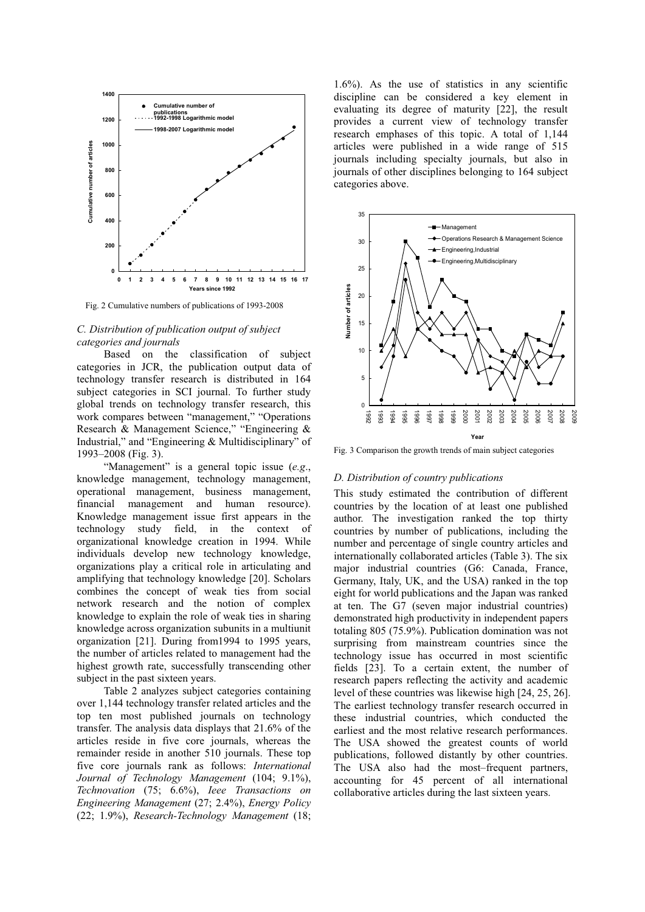Fig. 2 Cumulative numbers of publications of 1993-2008

### C. Distribution of publication output of subject categories and journals

Based on the classification of subject categories in JCR, the publication output data of technology transfer research is distributed in 164 subject categories in SCI journal. To further study global trends on technology transfer research, this work compares between "management," "Operations Research & Management Science," "Engineering & Industrial," and "Engineering & Multidisciplinary" of 1993–2008 (Fig. 3).

"Management" is a general topic issue (*e.g*., knowledge management, technology management, operational management, business management, financial management and human resource). Knowledge management issue first appears in the technology study field, in the context of organizational knowledge creation in 1994. While individuals develop new technology knowledge, organizations play a critical role in articulating and amplifying that technology knowledge [20]. Scholars combines the concept of weak ties from social network research and the notion of complex knowledge to explain the role of weak ties in sharing knowledge across organization subunits in a multiunit organization [21]. During from1994 to 1995 years, the number of articles related to management had the highest growth rate, successfully transcending other subject in the past sixteen years.

Table 2 analyzes subject categories containing over 1,144 technology transfer related articles and the top ten most published journals on technology transfer. The analysis data displays that 21.6% of the articles reside in five core journals, whereas the remainder reside in another 510 journals. These top five core journals rank as follows: *International Journal of Technology Management* (104; 9.1%), *Technovation* (75; 6.6%), *Ieee Transactions on Engineering Management* (27; 2.4%), *Energy Policy* (22; 1.9%), *Research-Technology Management* (18; 1.6%). As the use of statistics in any scientific discipline can be considered a key element in evaluating its degree of maturity [22], the result provides a current view of technology transfer research emphases of this topic. A total of 1,144 articles were published in a wide range of 515 journals including specialty journals, but also in journals of other disciplines belonging to 164 subject categories above.

Fig. 3 Comparison the growth trends of main subject categories

### D. Distribution of country publications

This study estimated the contribution of different countries by the location of at least one published author. The investigation ranked the top thirty countries by number of publications, including the number and percentage of single country articles and internationally collaborated articles (Table 3). The six major industrial countries (G6: Canada, France, Germany, Italy, UK, and the USA) ranked in the top eight for world publications and the Japan was ranked at ten. The G7 (seven major industrial countries) demonstrated high productivity in independent papers totaling 805 (75.9%). Publication domination was not surprising from mainstream countries since the technology issue has occurred in most scientific fields [23]. To a certain extent, the number of research papers reflecting the activity and academic level of these countries was likewise high [24, 25, 26]. The earliest technology transfer research occurred in these industrial countries, which conducted the earliest and the most relative research performances. The USA showed the greatest counts of world publications, followed distantly by other countries. The USA also had the most–frequent partners, accounting for 45 percent of all international collaborative articles during the last sixteen years.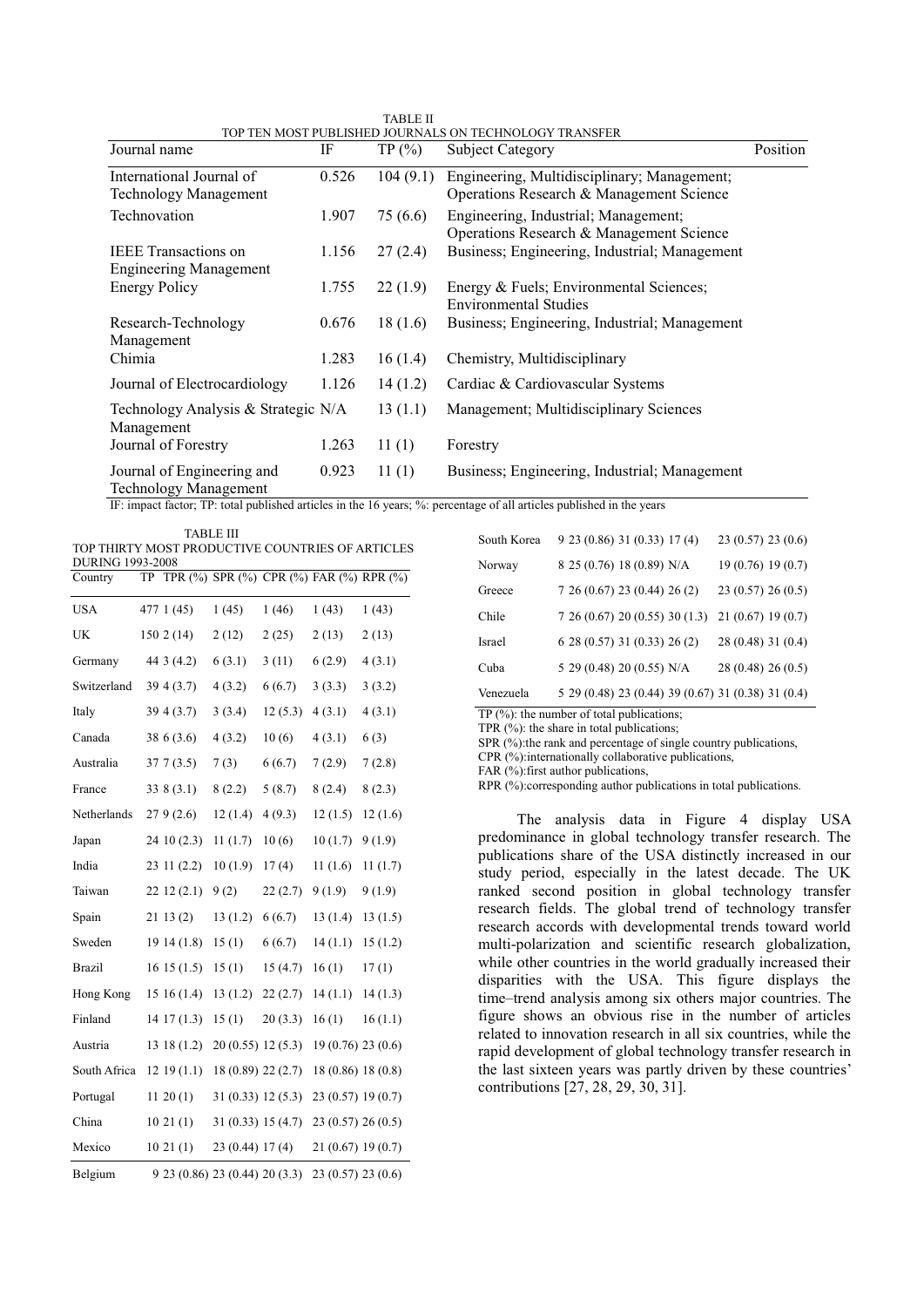TABLE II
TOP TEN MOST PUBLISHED JOURNALS ON TECHNOLOGY TRANSFER

| Journal name | IF | TP (%) | Subject Category | Position |
|---|---|---|---|---|
| International Journal of Technology Management | 0.526 | 104 (9.1) | Engineering, Multidisciplinary; Management; Operations Research & Management Science | |
| Technovation | 1.907 | 75 (6.6) | Engineering, Industrial; Management; Operations Research & Management Science | |
| IEEE Transactions on Engineering Management | 1.156 | 27 (2.4) | Business; Engineering, Industrial; Management | |
| Energy Policy | 1.755 | 22 (1.9) | Energy & Fuels; Environmental Sciences; Environmental Studies | |
| Research-Technology Management | 0.676 | 18 (1.6) | Business; Engineering, Industrial; Management | |
| Chimia | 1.283 | 16 (1.4) | Chemistry, Multidisciplinary | |
| Journal of Electrocardiology | 1.126 | 14 (1.2) | Cardiac & Cardiovascular Systems | |
| Technology Analysis & Strategic Management | N/A | 13 (1.1) | Management; Multidisciplinary Sciences | |
| Journal of Forestry | 1.263 | 11 (1) | Forestry | |
| Journal of Engineering and Technology Management | 0.923 | 11 (1) | Business; Engineering, Industrial; Management | |

IF: impact factor; TP: total published articles in the 16 years; %: percentage of all articles published in the years

TABLE III
TOP THIRTY MOST PRODUCTIVE COUNTRIES OF ARTICLES DURING 1993-2008

| Country | TP | TPR (%) | SPR (%) | CPR (%) | FAR (%) | RPR (%) |
|---|---|---|---|---|---|---|
| USA | 477 | 1 (45) | 1 (45) | 1 (46) | 1 (43) | 1 (43) |
| UK | 150 | 2 (14) | 2 (12) | 2 (25) | 2 (13) | 2 (13) |
| Germany | 44 | 3 (4.2) | 6 (3.1) | 3 (11) | 6 (2.9) | 4 (3.1) |
| Switzerland | 39 | 4 (3.7) | 4 (3.2) | 6 (6.7) | 3 (3.3) | 3 (3.2) |
| Italy | 39 | 4 (3.7) | 3 (3.4) | 12 (5.3) | 4 (3.1) | 4 (3.1) |
| Canada | 38 | 6 (3.6) | 4 (3.2) | 10 (6) | 4 (3.1) | 6 (3) |
| Australia | 37 | 7 (3.5) | 7 (3) | 6 (6.7) | 7 (2.9) | 7 (2.8) |
| France | 33 | 8 (3.1) | 8 (2.2) | 5 (8.7) | 8 (2.4) | 8 (2.3) |
| Netherlands | 27 | 9 (2.6) | 12 (1.4) | 4 (9.3) | 12 (1.5) | 12 (1.6) |
| Japan | 24 | 10 (2.3) | 11 (1.7) | 10 (6) | 10 (1.7) | 9 (1.9) |
| India | 23 | 11 (2.2) | 10 (1.9) | 17 (4) | 11 (1.6) | 11 (1.7) |
| Taiwan | 22 | 12 (2.1) | 9 (2) | 22 (2.7) | 9 (1.9) | 9 (1.9) |
| Spain | 21 | 13 (2) | 13 (1.2) | 6 (6.7) | 13 (1.4) | 13 (1.5) |
| Sweden | 19 | 14 (1.8) | 15 (1) | 6 (6.7) | 14 (1.1) | 15 (1.2) |
| Brazil | 16 | 15 (1.5) | 15 (1) | 15 (4.7) | 16 (1) | 17 (1) |
| Hong Kong | 15 | 16 (1.4) | 13 (1.2) | 22 (2.7) | 14 (1.1) | 14 (1.3) |
| Finland | 14 | 17 (1.3) | 15 (1) | 20 (3.3) | 16 (1) | 16 (1.1) |
| Austria | 13 | 18 (1.2) | 20 (0.55) | 12 (5.3) | 19 (0.76) | 23 (0.6) |
| South Africa | 12 | 19 (1.1) | 18 (0.89) | 22 (2.7) | 18 (0.86) | 18 (0.8) |
| Portugal | 11 | 20 (1) | 31 (0.33) | 12 (5.3) | 23 (0.57) | 19 (0.7) |
| China | 10 | 21 (1) | 31 (0.33) | 15 (4.7) | 23 (0.57) | 26 (0.5) |
| Mexico | 10 | 21 (1) | 23 (0.44) | 17 (4) | 21 (0.67) | 19 (0.7) |
| Belgium | 9 | 23 (0.86) | 23 (0.44) | 20 (3.3) | 23 (0.57) | 23 (0.6) |
| South Korea | 9 | 23 (0.86) | 31 (0.33) | 17 (4) | 23 (0.57) | 23 (0.6) |
| Norway | 8 | 25 (0.76) | 18 (0.89) | N/A | 19 (0.76) | 19 (0.7) |
| Greece | 7 | 26 (0.67) | 23 (0.44) | 26 (2) | 23 (0.57) | 26 (0.5) |
| Chile | 7 | 26 (0.67) | 20 (0.55) | 30 (1.3) | 21 (0.67) | 19 (0.7) |
| Israel | 6 | 28 (0.57) | 31 (0.33) | 26 (2) | 28 (0.48) | 31 (0.4) |
| Cuba | 5 | 29 (0.48) | 20 (0.55) | N/A | 28 (0.48) | 26 (0.5) |
| Venezuela | 5 | 29 (0.48) | 23 (0.44) | 39 (0.67) | 31 (0.38) | 31 (0.4) |

TP (%): the number of total publications;
TPR (%): the share in total publications;
SPR (%):the rank and percentage of single country publications,
CPR (%):internationally collaborative publications,
FAR (%):first author publications,
RPR (%):corresponding author publications in total publications.

The analysis data in Figure 4 display USA predominance in global technology transfer research. The publications share of the USA distinctly increased in our study period, especially in the latest decade. The UK ranked second position in global technology transfer research fields. The global trend of technology transfer research accords with developmental trends toward world multi-polarization and scientific research globalization, while other countries in the world gradually increased their disparities with the USA. This figure displays the time–trend analysis among six others major countries. The figure shows an obvious rise in the number of articles related to innovation research in all six countries, while the rapid development of global technology transfer research in the last sixteen years was partly driven by these countries' contributions [27, 28, 29, 30, 31].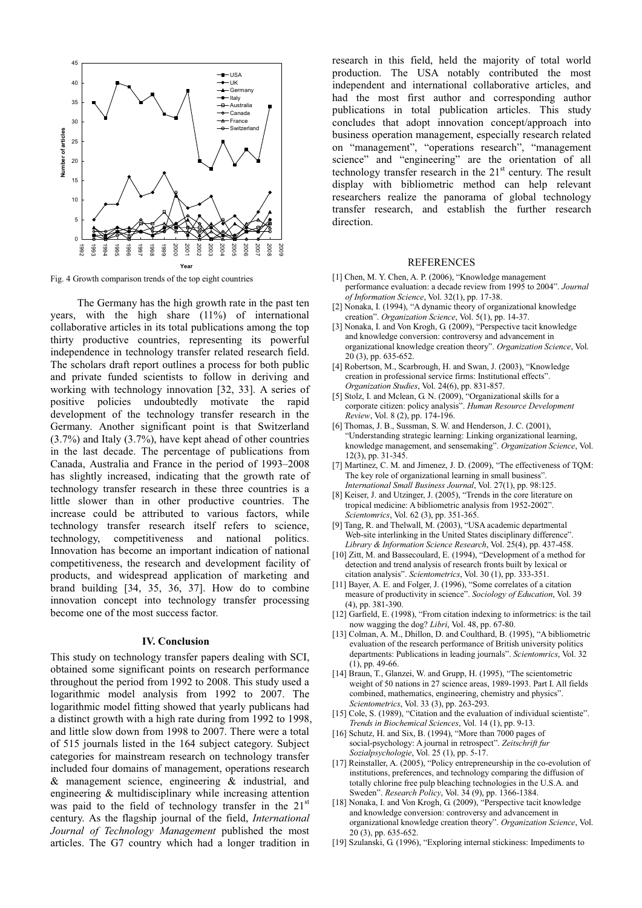Fig. 4 Growth comparison trends of the top eight countries

The Germany has the high growth rate in the past ten years, with the high share (11%) of international collaborative articles in its total publications among the top thirty productive countries, representing its powerful independence in technology transfer related research field. The scholars draft report outlines a process for both public and private funded scientists to follow in deriving and working with technology innovation [32, 33]. A series of positive policies undoubtedly motivate the rapid development of the technology transfer research in the Germany. Another significant point is that Switzerland (3.7%) and Italy (3.7%), have kept ahead of other countries in the last decade. The percentage of publications from Canada, Australia and France in the period of 1993–2008 has slightly increased, indicating that the growth rate of technology transfer research in these three countries is a little slower than in other productive countries. The increase could be attributed to various factors, while technology transfer research itself refers to science, technology, competitiveness and national politics. Innovation has become an important indication of national competitiveness, the research and development facility of products, and widespread application of marketing and brand building [34, 35, 36, 37]. How do to combine innovation concept into technology transfer processing become one of the most success factor.

## IV. Conclusion

This study on technology transfer papers dealing with SCI, obtained some significant points on research performance throughout the period from 1992 to 2008. This study used a logarithmic model analysis from 1992 to 2007. The logarithmic model fitting showed that yearly publicans had a distinct growth with a high rate during from 1992 to 1998, and little slow down from 1998 to 2007. There were a total of 515 journals listed in the 164 subject category. Subject categories for mainstream research on technology transfer included four domains of management, operations research & management science, engineering & industrial, and engineering & multidisciplinary while increasing attention was paid to the field of technology transfer in the 21st century. As the flagship journal of the field, *International Journal of Technology Management* published the most articles. The G7 country which had a longer tradition in research in this field, held the majority of total world production. The USA notably contributed the most independent and international collaborative articles, and had the most first author and corresponding author publications in total publication articles. This study concludes that adopt innovation concept/approach into business operation management, especially research related on "management", "operations research", "management science" and "engineering" are the orientation of all technology transfer research in the 21st century. The result display with bibliometric method can help relevant researchers realize the panorama of global technology transfer research, and establish the further research direction.

## REFERENCES

[1] Chen, M. Y. Chen, A. P. (2006), "Knowledge management performance evaluation: a decade review from 1995 to 2004". *Journal of Information Science*, Vol. 32(1), pp. 17-38.

[2] Nonaka, I. (1994), "A dynamic theory of organizational knowledge creation". *Organization Science*, Vol. 5(1), pp. 14-37.

[3] Nonaka, I. and Von Krogh, G. (2009), "Perspective tacit knowledge and knowledge conversion: controversy and advancement in organizational knowledge creation theory". *Organization Science*, Vol. 20 (3), pp. 635-652.

[4] Robertson, M., Scarbrough, H. and Swan, J. (2003), "Knowledge creation in professional service firms: Institutional effects". *Organization Studies*, Vol. 24(6), pp. 831-857.

[5] Stolz, I. and Mclean, G. N. (2009), "Organizational skills for a corporate citizen: policy analysis". *Human Resource Development Review*, Vol. 8 (2), pp. 174-196.

[6] Thomas, J. B., Sussman, S. W. and Henderson, J. C. (2001), "Understanding strategic learning: Linking organizational learning, knowledge management, and sensemaking". *Organization Science*, Vol. 12(3), pp. 31-345.

[7] Martinez, C. M. and Jimenez, J. D. (2009), "The effectiveness of TQM: The key role of organizational learning in small business". *International Small Business Journal*, Vol. 27(1), pp. 98:125.

[8] Keiser, J. and Utzinger, J. (2005), "Trends in the core literature on tropical medicine: A bibliometric analysis from 1952-2002". *Scientomrics*, Vol. 62 (3), pp. 351-365.

[9] Tang, R. and Thelwall, M. (2003), "USA academic departmental Web-site interlinking in the United States disciplinary difference". *Library & Information Science Research*, Vol. 25(4), pp. 437-458.

[10] Zitt, M. and Bassecoulard, E. (1994), "Development of a method for detection and trend analysis of research fronts built by lexical or citation analysis". *Scientometrics*, Vol. 30 (1), pp. 333-351.

[11] Bayer, A. E. and Folger, J. (1996), "Some correlates of a citation measure of productivity in science". *Sociology of Education*, Vol. 39 (4), pp. 381-390.

[12] Garfield, E. (1998), "From citation indexing to informetrics: is the tail now wagging the dog? *Libri*, Vol. 48, pp. 67-80.

[13] Colman, A. M., Dhillon, D. and Coulthard, B. (1995), "A bibliometric evaluation of the research performance of British university politics departments: Publications in leading journals". *Scientomrics*, Vol. 32 (1), pp. 49-66.

[14] Braun, T., Glanzei, W. and Grupp, H. (1995), "The scientometric weight of 50 nations in 27 science areas, 1989-1993. Part I. All fields combined, mathematics, engineering, chemistry and physics". *Scientometrics*, Vol. 33 (3), pp. 263-293.

[15] Cole, S. (1989), "Citation and the evaluation of individual scientiste". *Trends in Biochemical Sciences*, Vol. 14 (1), pp. 9-13.

[16] Schutz, H. and Six, B. (1994), "More than 7000 pages of social-psychology: A journal in retrospect". *Zeitschrift fur Sozialpsychologie*, Vol. 25 (1), pp. 5-17.

[17] Reinstaller, A. (2005), "Policy entrepreneurship in the co-evolution of institutions, preferences, and technology comparing the diffusion of totally chlorine free pulp bleaching technologies in the U.S.A. and Sweden". *Research Policy*, Vol. 34 (9), pp. 1366-1384.

[18] Nonaka, I. and Von Krogh, G. (2009), "Perspective tacit knowledge and knowledge conversion: controversy and advancement in organizational knowledge creation theory". *Organization Science*, Vol. 20 (3), pp. 635-652.

[19] Szulanski, G. (1996), "Exploring internal stickiness: Impediments to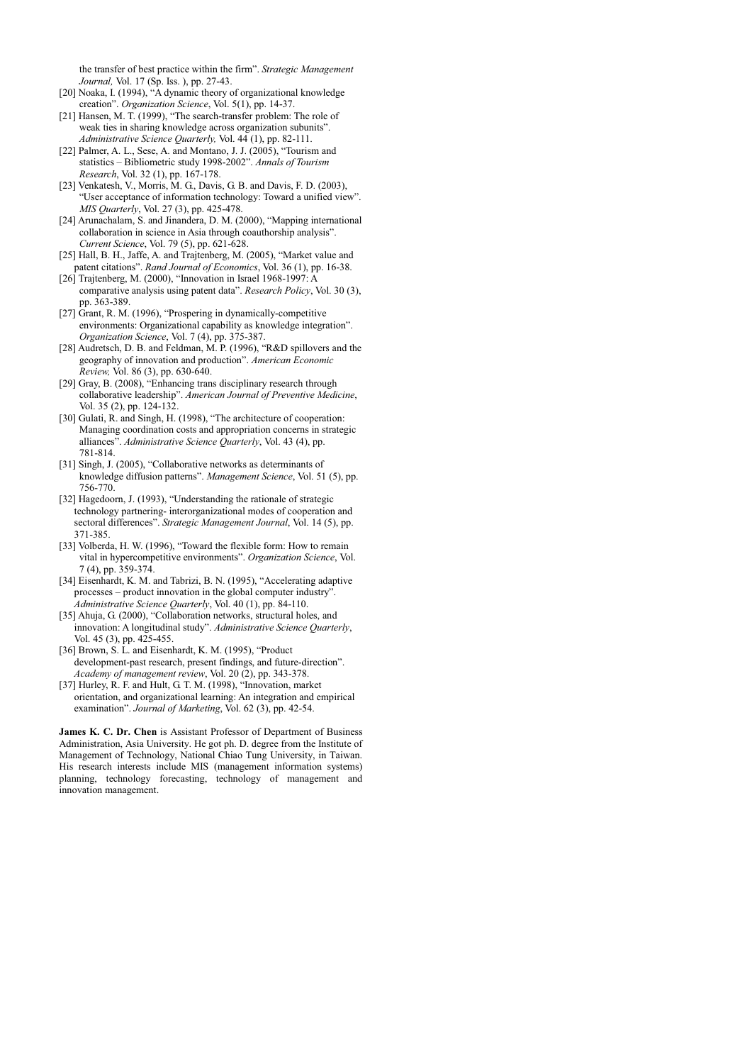the transfer of best practice within the firm". *Strategic Management Journal,* Vol. 17 (Sp. Iss. ), pp. 27-43.

[20] Noaka, I. (1994), "A dynamic theory of organizational knowledge creation". *Organization Science*, Vol. 5(1), pp. 14-37.

[21] Hansen, M. T. (1999), "The search-transfer problem: The role of weak ties in sharing knowledge across organization subunits". *Administrative Science Quarterly,* Vol. 44 (1), pp. 82-111.

[22] Palmer, A. L., Sese, A. and Montano, J. J. (2005), "Tourism and statistics – Bibliometric study 1998-2002". *Annals of Tourism Research*, Vol. 32 (1), pp. 167-178.

[23] Venkatesh, V., Morris, M. G., Davis, G. B. and Davis, F. D. (2003), "User acceptance of information technology: Toward a unified view". *MIS Quarterly*, Vol. 27 (3), pp. 425-478.

[24] Arunachalam, S. and Jinandera, D. M. (2000), "Mapping international collaboration in science in Asia through coauthorship analysis". *Current Science*, Vol. 79 (5), pp. 621-628.

[25] Hall, B. H., Jaffe, A. and Trajtenberg, M. (2005), "Market value and patent citations". *Rand Journal of Economics*, Vol. 36 (1), pp. 16-38.

[26] Trajtenberg, M. (2000), "Innovation in Israel 1968-1997: A comparative analysis using patent data". *Research Policy*, Vol. 30 (3), pp. 363-389.

[27] Grant, R. M. (1996), "Prospering in dynamically-competitive environments: Organizational capability as knowledge integration". *Organization Science*, Vol. 7 (4), pp. 375-387.

[28] Audretsch, D. B. and Feldman, M. P. (1996), "R&D spillovers and the geography of innovation and production". *American Economic Review,* Vol. 86 (3), pp. 630-640.

[29] Gray, B. (2008), "Enhancing trans disciplinary research through collaborative leadership". *American Journal of Preventive Medicine*, Vol. 35 (2), pp. 124-132.

[30] Gulati, R. and Singh, H. (1998), "The architecture of cooperation: Managing coordination costs and appropriation concerns in strategic alliances". *Administrative Science Quarterly*, Vol. 43 (4), pp. 781-814.

[31] Singh, J. (2005), "Collaborative networks as determinants of knowledge diffusion patterns". *Management Science*, Vol. 51 (5), pp. 756-770.

[32] Hagedoorn, J. (1993), "Understanding the rationale of strategic technology partnering- interorganizational modes of cooperation and sectoral differences". *Strategic Management Journal*, Vol. 14 (5), pp. 371-385.

[33] Volberda, H. W. (1996), "Toward the flexible form: How to remain vital in hypercompetitive environments". *Organization Science*, Vol. 7 (4), pp. 359-374.

[34] Eisenhardt, K. M. and Tabrizi, B. N. (1995), "Accelerating adaptive processes – product innovation in the global computer industry". *Administrative Science Quarterly*, Vol. 40 (1), pp. 84-110.

[35] Ahuja, G. (2000), "Collaboration networks, structural holes, and innovation: A longitudinal study". *Administrative Science Quarterly*, Vol. 45 (3), pp. 425-455.

[36] Brown, S. L. and Eisenhardt, K. M. (1995), "Product development-past research, present findings, and future-direction". *Academy of management review*, Vol. 20 (2), pp. 343-378.

[37] Hurley, R. F. and Hult, G. T. M. (1998), "Innovation, market orientation, and organizational learning: An integration and empirical examination". *Journal of Marketing*, Vol. 62 (3), pp. 42-54.

**James K. C. Dr. Chen** is Assistant Professor of Department of Business Administration, Asia University. He got ph. D. degree from the Institute of Management of Technology, National Chiao Tung University, in Taiwan. His research interests include MIS (management information systems) planning, technology forecasting, technology of management and innovation management.